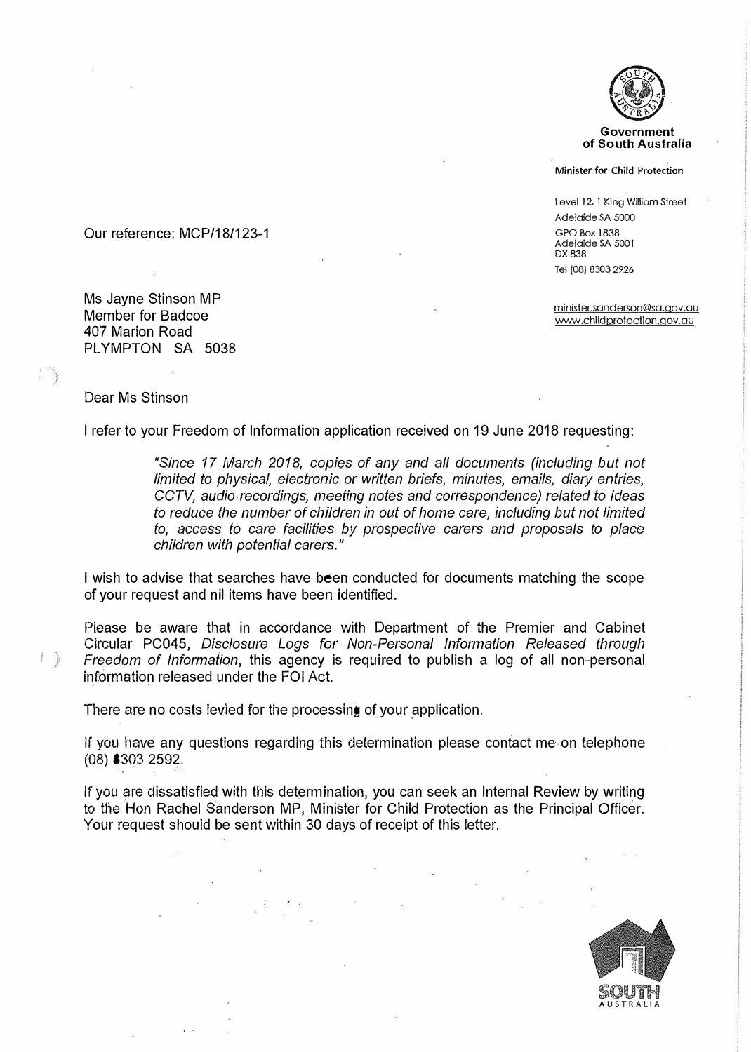Government
of South Australia

Minister for Child Protection

Level 12, 1 King William Street
Adelaide SA 5000
GPO Box 1838
Adelaide SA 5001
DX 838
Tel (08) 8303 2926

minister.sanderson@sa.gov.au
www.childprotection.gov.au

Our reference: MCP/18/123-1

Ms Jayne Stinson MP
Member for Badcoe
407 Marion Road
PLYMPTON SA 5038

Dear Ms Stinson

I refer to your Freedom of Information application received on 19 June 2018 requesting:

> *"Since 17 March 2018, copies of any and all documents (including but not limited to physical, electronic or written briefs, minutes, emails, diary entries, CCTV, audio recordings, meeting notes and correspondence) related to ideas to reduce the number of children in out of home care, including but not limited to, access to care facilities by prospective carers and proposals to place children with potential carers."*

I wish to advise that searches have been conducted for documents matching the scope of your request and nil items have been identified.

Please be aware that in accordance with Department of the Premier and Cabinet Circular PC045, *Disclosure Logs for Non-Personal Information Released through Freedom of Information*, this agency is required to publish a log of all non-personal information released under the FOI Act.

There are no costs levied for the processing of your application.

If you have any questions regarding this determination please contact me on telephone (08) 8303 2592.

If you are dissatisfied with this determination, you can seek an Internal Review by writing to the Hon Rachel Sanderson MP, Minister for Child Protection as the Principal Officer. Your request should be sent within 30 days of receipt of this letter.

SOUTH AUSTRALIA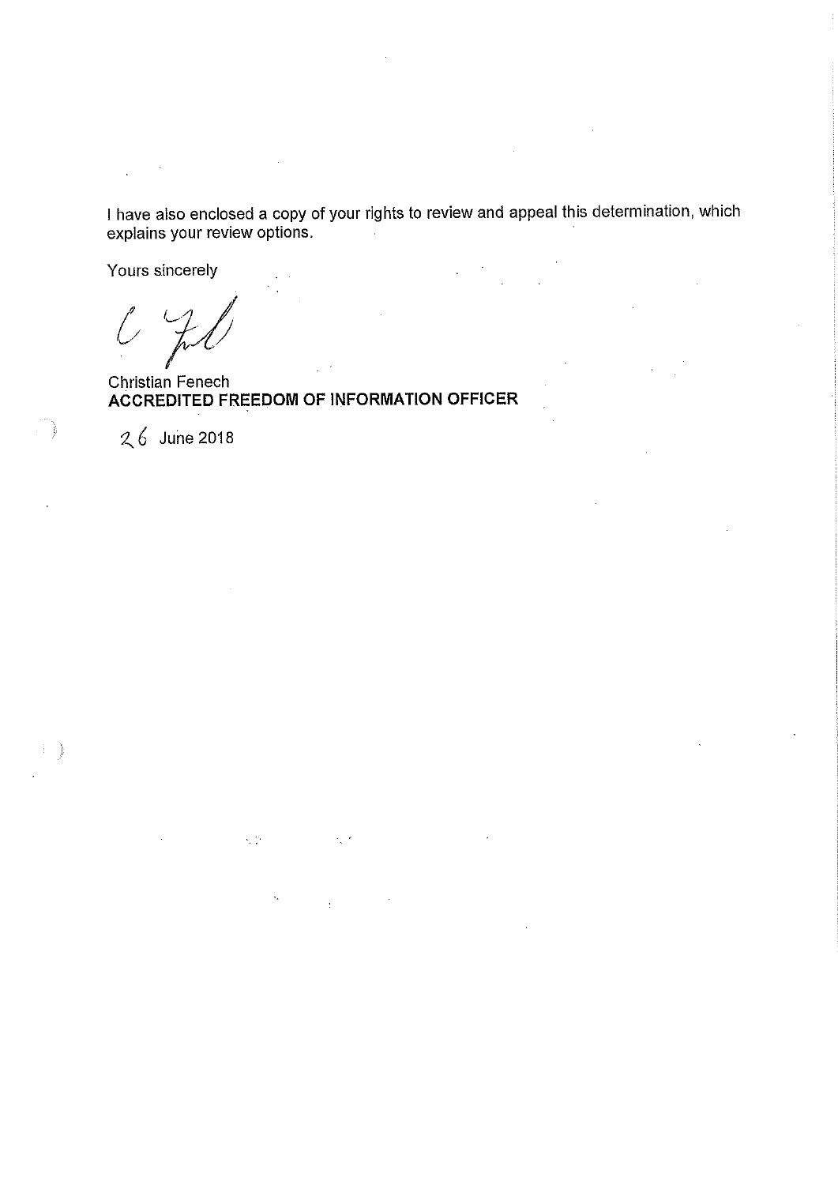I have also enclosed a copy of your rights to review and appeal this determination, which explains your review options.

Yours sincerely

Christian Fenech
**ACCREDITED FREEDOM OF INFORMATION OFFICER**

26 June 2018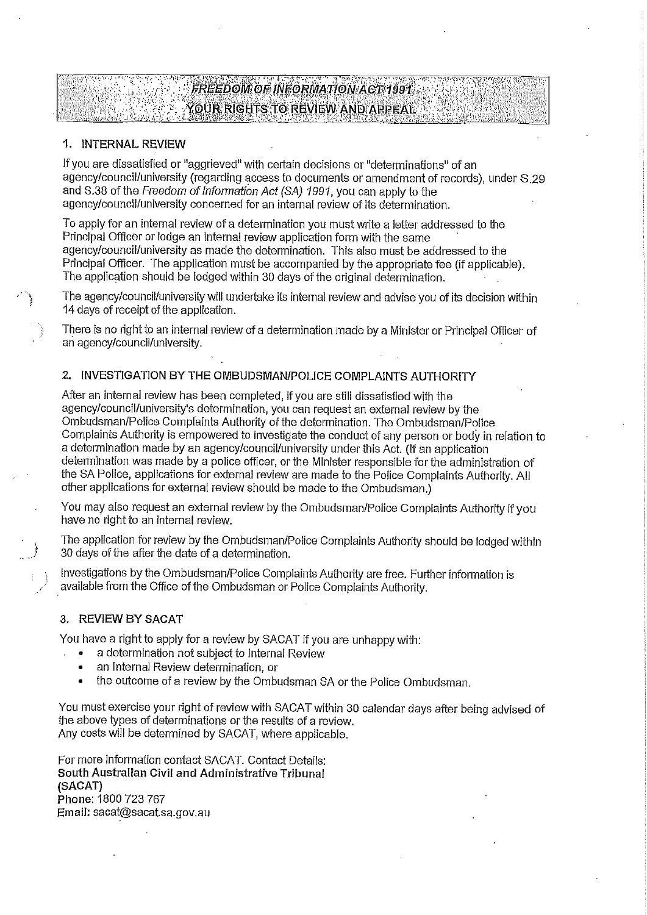# FREEDOM OF INFORMATION ACT 1991
## YOUR RIGHTS TO REVIEW AND APPEAL

### 1. INTERNAL REVIEW

If you are dissatisfied or "aggrieved" with certain decisions or "determinations" of an agency/council/university (regarding access to documents or amendment of records), under S.29 and S.38 of the *Freedom of Information Act (SA) 1991*, you can apply to the agency/council/university concerned for an internal review of its determination.

To apply for an internal review of a determination you must write a letter addressed to the Principal Officer or lodge an internal review application form with the same agency/council/university as made the determination. This also must be addressed to the Principal Officer. The application must be accompanied by the appropriate fee (if applicable). The application should be lodged within 30 days of the original determination.

The agency/council/university will undertake its internal review and advise you of its decision within 14 days of receipt of the application.

There is no right to an internal review of a determination made by a Minister or Principal Officer of an agency/council/university.

### 2. INVESTIGATION BY THE OMBUDSMAN/POLICE COMPLAINTS AUTHORITY

After an internal review has been completed, if you are still dissatisfied with the agency/council/university's determination, you can request an external review by the Ombudsman/Police Complaints Authority of the determination. The Ombudsman/Police Complaints Authority is empowered to investigate the conduct of any person or body in relation to a determination made by an agency/council/university under this Act. (If an application determination was made by a police officer, or the Minister responsible for the administration of the SA Police, applications for external review are made to the Police Complaints Authority. All other applications for external review should be made to the Ombudsman.)

You may also request an external review by the Ombudsman/Police Complaints Authority if you have no right to an internal review.

The application for review by the Ombudsman/Police Complaints Authority should be lodged within 30 days of the after the date of a determination.

Investigations by the Ombudsman/Police Complaints Authority are free. Further information is available from the Office of the Ombudsman or Police Complaints Authority.

### 3. REVIEW BY SACAT

You have a right to apply for a review by SACAT if you are unhappy with:

- a determination not subject to Internal Review
- an Internal Review determination, or
- the outcome of a review by the Ombudsman SA or the Police Ombudsman.

You must exercise your right of review with SACAT within 30 calendar days after being advised of the above types of determinations or the results of a review.
Any costs will be determined by SACAT, where applicable.

For more information contact SACAT. Contact Details:
**South Australian Civil and Administrative Tribunal (SACAT)**
**Phone:** 1800 723 767
**Email:** sacat@sacat.sa.gov.au